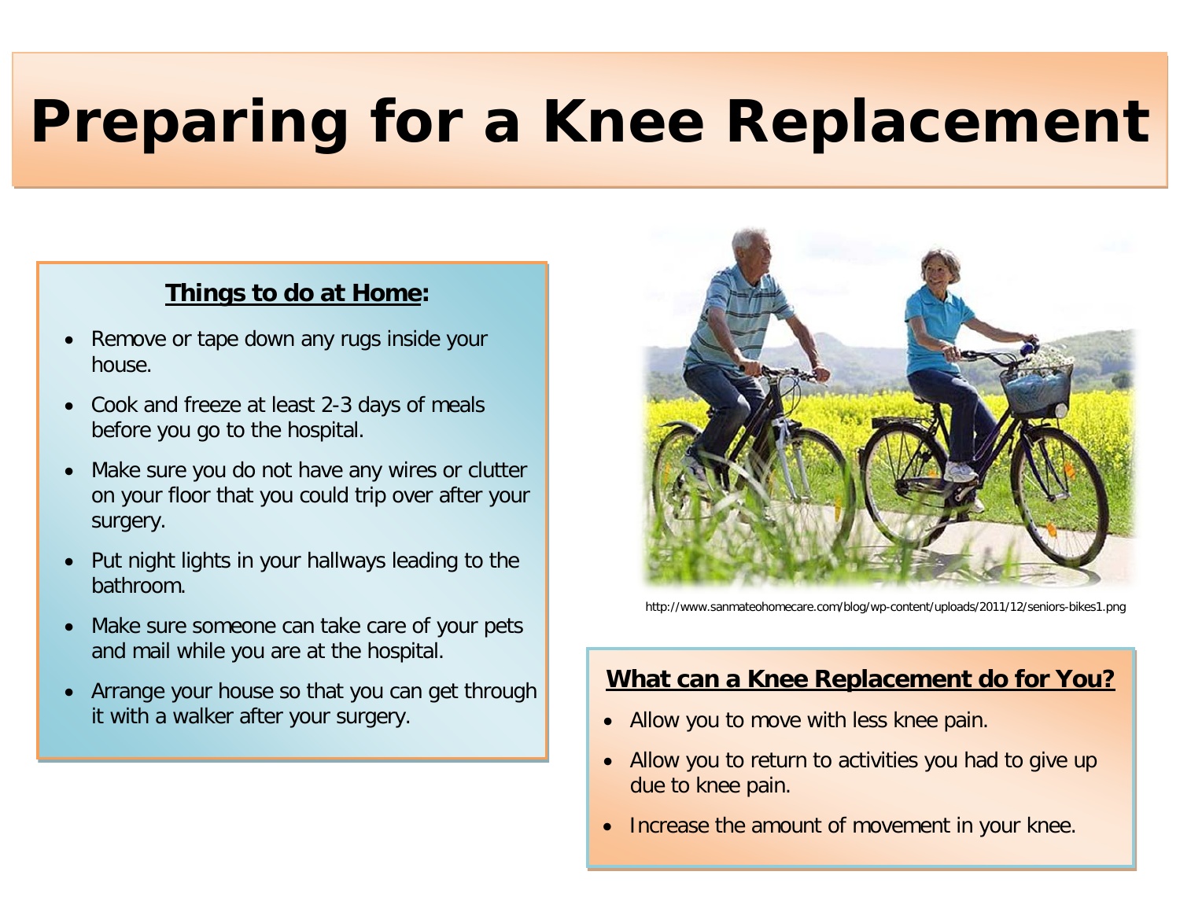# Preparing for a Knee Replacement

## Things to do at Home:

- Remove or tape down any rugs inside your house.
- Cook and freeze at least 2-3 days of meals before you go to the hospital.
- Make sure you do not have any wires or clutter on your floor that you could trip over after your surgery.
- Put night lights in your hallways leading to the bathroom.
- Make sure someone can take care of your pets and mail while you are at the hospital.
- Arrange your house so that you can get through it with a walker after your surgery.

http://www.sanmateohomecare.com/blog/wp-content/uploads/2011/12/seniors-bikes1.png

## What can a Knee Replacement do for You?

- Allow you to move with less knee pain.
- Allow you to return to activities you had to give up due to knee pain.
- Increase the amount of movement in your knee.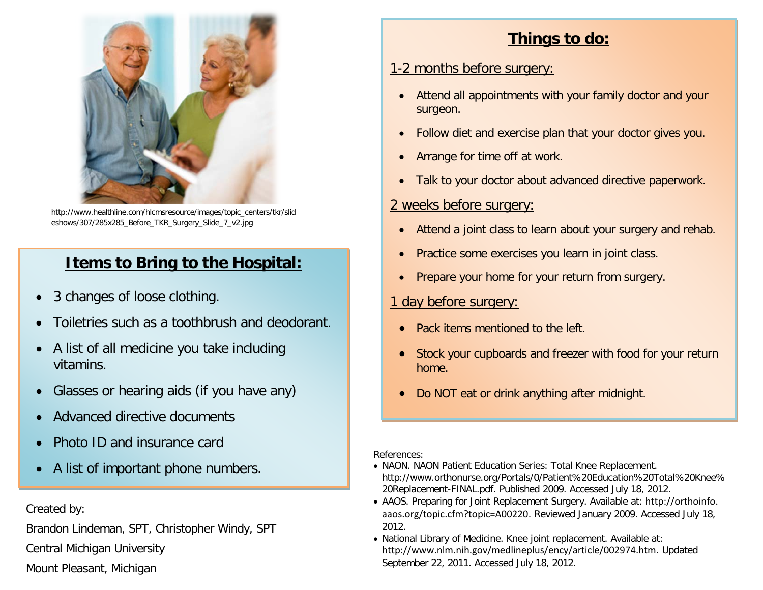http://www.healthline.com/hlcmsresource/images/topic_centers/tkr/slideshows/307/285x285_Before_TKR_Surgery_Slide_7_v2.jpg

## Items to Bring to the Hospital:

- 3 changes of loose clothing.
- Toiletries such as a toothbrush and deodorant.
- A list of all medicine you take including vitamins.
- Glasses or hearing aids (if you have any)
- Advanced directive documents
- Photo ID and insurance card
- A list of important phone numbers.

Created by:

Brandon Lindeman, SPT, Christopher Windy, SPT

Central Michigan University

Mount Pleasant, Michigan

## Things to do:

### 1-2 months before surgery:

- Attend all appointments with your family doctor and your surgeon.
- Follow diet and exercise plan that your doctor gives you.
- Arrange for time off at work.
- Talk to your doctor about advanced directive paperwork.

### 2 weeks before surgery:

- Attend a joint class to learn about your surgery and rehab.
- Practice some exercises you learn in joint class.
- Prepare your home for your return from surgery.

### 1 day before surgery:

- Pack items mentioned to the left.
- Stock your cupboards and freezer with food for your return home.
- Do NOT eat or drink anything after midnight.

References:

- NAON. NAON Patient Education Series: Total Knee Replacement. http://www.orthonurse.org/Portals/0/Patient%20Education%20Total%20Knee%20Replacement-FINAL.pdf. Published 2009. Accessed July 18, 2012.
- AAOS. Preparing for Joint Replacement Surgery. Available at: http://orthoinfo.aaos.org/topic.cfm?topic=A00220. Reviewed January 2009. Accessed July 18, 2012.
- National Library of Medicine. Knee joint replacement. Available at: http://www.nlm.nih.gov/medlineplus/ency/article/002974.htm. Updated September 22, 2011. Accessed July 18, 2012.